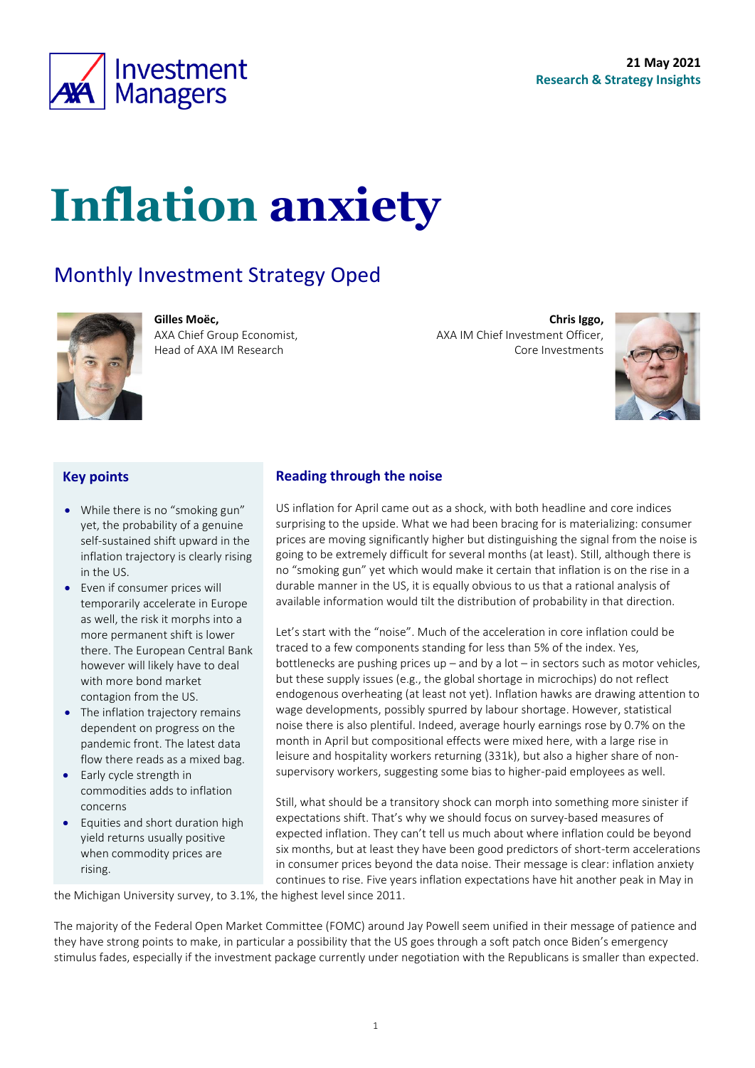21 May 2021
Research & Strategy Insights

# Inflation anxiety

## Monthly Investment Strategy Oped

**Gilles Moëc,**
AXA Chief Group Economist,
Head of AXA IM Research

**Chris Iggo,**
AXA IM Chief Investment Officer,
Core Investments

### Key points

- While there is no "smoking gun" yet, the probability of a genuine self-sustained shift upward in the inflation trajectory is clearly rising in the US.
- Even if consumer prices will temporarily accelerate in Europe as well, the risk it morphs into a more permanent shift is lower there. The European Central Bank however will likely have to deal with more bond market contagion from the US.
- The inflation trajectory remains dependent on progress on the pandemic front. The latest data flow there reads as a mixed bag.
- Early cycle strength in commodities adds to inflation concerns
- Equities and short duration high yield returns usually positive when commodity prices are rising.

### Reading through the noise

US inflation for April came out as a shock, with both headline and core indices surprising to the upside. What we had been bracing for is materializing: consumer prices are moving significantly higher but distinguishing the signal from the noise is going to be extremely difficult for several months (at least). Still, although there is no "smoking gun" yet which would make it certain that inflation is on the rise in a durable manner in the US, it is equally obvious to us that a rational analysis of available information would tilt the distribution of probability in that direction.

Let's start with the "noise". Much of the acceleration in core inflation could be traced to a few components standing for less than 5% of the index. Yes, bottlenecks are pushing prices up – and by a lot – in sectors such as motor vehicles, but these supply issues (e.g., the global shortage in microchips) do not reflect endogenous overheating (at least not yet). Inflation hawks are drawing attention to wage developments, possibly spurred by labour shortage. However, statistical noise there is also plentiful. Indeed, average hourly earnings rose by 0.7% on the month in April but compositional effects were mixed here, with a large rise in leisure and hospitality workers returning (331k), but also a higher share of non-supervisory workers, suggesting some bias to higher-paid employees as well.

Still, what should be a transitory shock can morph into something more sinister if expectations shift. That's why we should focus on survey-based measures of expected inflation. They can't tell us much about where inflation could be beyond six months, but at least they have been good predictors of short-term accelerations in consumer prices beyond the data noise. Their message is clear: inflation anxiety continues to rise. Five years inflation expectations have hit another peak in May in the Michigan University survey, to 3.1%, the highest level since 2011.

The majority of the Federal Open Market Committee (FOMC) around Jay Powell seem unified in their message of patience and they have strong points to make, in particular a possibility that the US goes through a soft patch once Biden's emergency stimulus fades, especially if the investment package currently under negotiation with the Republicans is smaller than expected.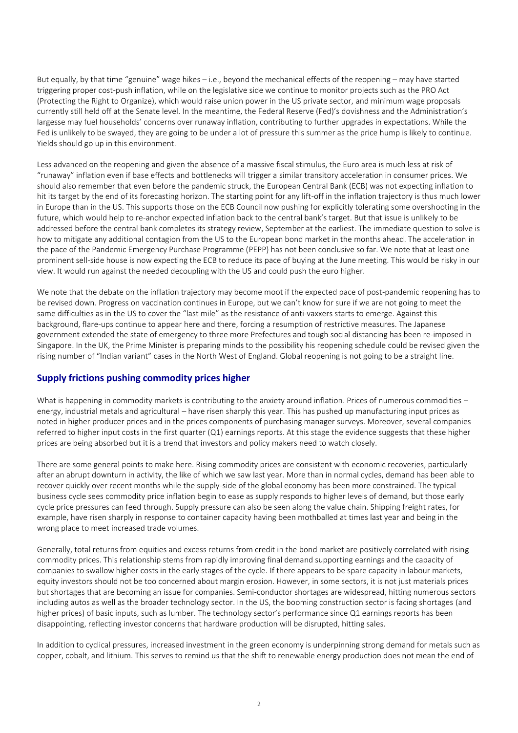But equally, by that time "genuine" wage hikes – i.e., beyond the mechanical effects of the reopening – may have started triggering proper cost-push inflation, while on the legislative side we continue to monitor projects such as the PRO Act (Protecting the Right to Organize), which would raise union power in the US private sector, and minimum wage proposals currently still held off at the Senate level. In the meantime, the Federal Reserve (Fed)'s dovishness and the Administration's largesse may fuel households' concerns over runaway inflation, contributing to further upgrades in expectations. While the Fed is unlikely to be swayed, they are going to be under a lot of pressure this summer as the price hump is likely to continue. Yields should go up in this environment.

Less advanced on the reopening and given the absence of a massive fiscal stimulus, the Euro area is much less at risk of "runaway" inflation even if base effects and bottlenecks will trigger a similar transitory acceleration in consumer prices. We should also remember that even before the pandemic struck, the European Central Bank (ECB) was not expecting inflation to hit its target by the end of its forecasting horizon. The starting point for any lift-off in the inflation trajectory is thus much lower in Europe than in the US. This supports those on the ECB Council now pushing for explicitly tolerating some overshooting in the future, which would help to re-anchor expected inflation back to the central bank's target. But that issue is unlikely to be addressed before the central bank completes its strategy review, September at the earliest. The immediate question to solve is how to mitigate any additional contagion from the US to the European bond market in the months ahead. The acceleration in the pace of the Pandemic Emergency Purchase Programme (PEPP) has not been conclusive so far. We note that at least one prominent sell-side house is now expecting the ECB to reduce its pace of buying at the June meeting. This would be risky in our view. It would run against the needed decoupling with the US and could push the euro higher.

We note that the debate on the inflation trajectory may become moot if the expected pace of post-pandemic reopening has to be revised down. Progress on vaccination continues in Europe, but we can't know for sure if we are not going to meet the same difficulties as in the US to cover the "last mile" as the resistance of anti-vaxxers starts to emerge. Against this background, flare-ups continue to appear here and there, forcing a resumption of restrictive measures. The Japanese government extended the state of emergency to three more Prefectures and tough social distancing has been re-imposed in Singapore. In the UK, the Prime Minister is preparing minds to the possibility his reopening schedule could be revised given the rising number of "Indian variant" cases in the North West of England. Global reopening is not going to be a straight line.

## Supply frictions pushing commodity prices higher

What is happening in commodity markets is contributing to the anxiety around inflation. Prices of numerous commodities – energy, industrial metals and agricultural – have risen sharply this year. This has pushed up manufacturing input prices as noted in higher producer prices and in the prices components of purchasing manager surveys. Moreover, several companies referred to higher input costs in the first quarter (Q1) earnings reports. At this stage the evidence suggests that these higher prices are being absorbed but it is a trend that investors and policy makers need to watch closely.

There are some general points to make here. Rising commodity prices are consistent with economic recoveries, particularly after an abrupt downturn in activity, the like of which we saw last year. More than in normal cycles, demand has been able to recover quickly over recent months while the supply-side of the global economy has been more constrained. The typical business cycle sees commodity price inflation begin to ease as supply responds to higher levels of demand, but those early cycle price pressures can feed through. Supply pressure can also be seen along the value chain. Shipping freight rates, for example, have risen sharply in response to container capacity having been mothballed at times last year and being in the wrong place to meet increased trade volumes.

Generally, total returns from equities and excess returns from credit in the bond market are positively correlated with rising commodity prices. This relationship stems from rapidly improving final demand supporting earnings and the capacity of companies to swallow higher costs in the early stages of the cycle. If there appears to be spare capacity in labour markets, equity investors should not be too concerned about margin erosion. However, in some sectors, it is not just materials prices but shortages that are becoming an issue for companies. Semi-conductor shortages are widespread, hitting numerous sectors including autos as well as the broader technology sector. In the US, the booming construction sector is facing shortages (and higher prices) of basic inputs, such as lumber. The technology sector's performance since Q1 earnings reports has been disappointing, reflecting investor concerns that hardware production will be disrupted, hitting sales.

In addition to cyclical pressures, increased investment in the green economy is underpinning strong demand for metals such as copper, cobalt, and lithium. This serves to remind us that the shift to renewable energy production does not mean the end of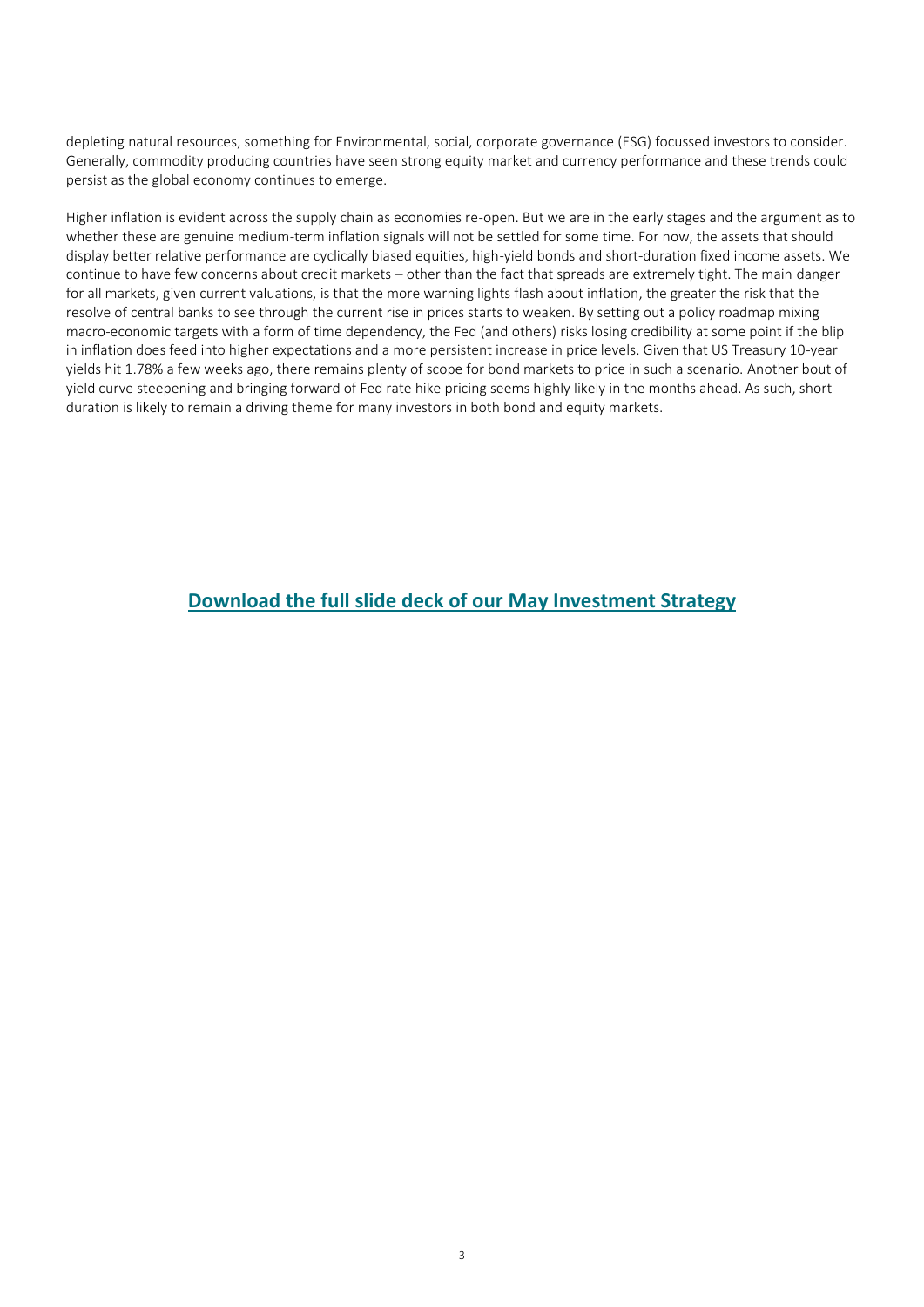depleting natural resources, something for Environmental, social, corporate governance (ESG) focussed investors to consider. Generally, commodity producing countries have seen strong equity market and currency performance and these trends could persist as the global economy continues to emerge.

Higher inflation is evident across the supply chain as economies re-open. But we are in the early stages and the argument as to whether these are genuine medium-term inflation signals will not be settled for some time. For now, the assets that should display better relative performance are cyclically biased equities, high-yield bonds and short-duration fixed income assets. We continue to have few concerns about credit markets – other than the fact that spreads are extremely tight. The main danger for all markets, given current valuations, is that the more warning lights flash about inflation, the greater the risk that the resolve of central banks to see through the current rise in prices starts to weaken. By setting out a policy roadmap mixing macro-economic targets with a form of time dependency, the Fed (and others) risks losing credibility at some point if the blip in inflation does feed into higher expectations and a more persistent increase in price levels. Given that US Treasury 10-year yields hit 1.78% a few weeks ago, there remains plenty of scope for bond markets to price in such a scenario. Another bout of yield curve steepening and bringing forward of Fed rate hike pricing seems highly likely in the months ahead. As such, short duration is likely to remain a driving theme for many investors in both bond and equity markets.

**Download the full slide deck of our May Investment Strategy**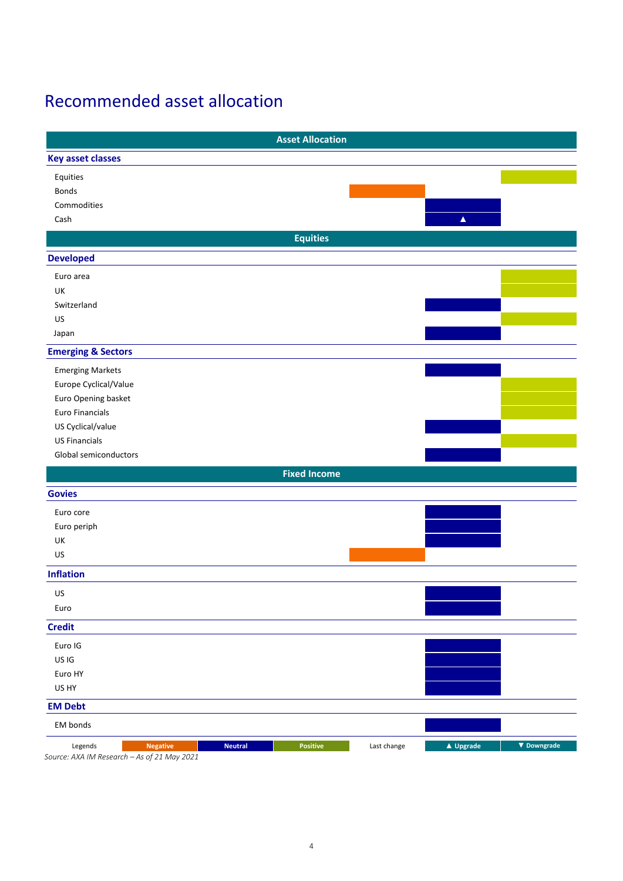# Recommended asset allocation

| Asset Allocation | Negative | Neutral | Positive |
|---|---|---|---|
| **Key asset classes** | | | |
| Equities | | | Positive |
| Bonds | Negative | | |
| Commodities | | Neutral | |
| Cash | | Neutral ▲ | |
| **Equities** | | | |
| **Developed** | | | |
| Euro area | | | Positive |
| UK | | | Positive |
| Switzerland | | Neutral | |
| US | | | Positive |
| Japan | | Neutral | |
| **Emerging & Sectors** | | | |
| Emerging Markets | | Neutral | |
| Europe Cyclical/Value | | | Positive |
| Euro Opening basket | | | Positive |
| Euro Financials | | | Positive |
| US Cyclical/value | | Neutral | |
| US Financials | | | Positive |
| Global semiconductors | | Neutral | |
| **Fixed Income** | | | |
| **Govies** | | | |
| Euro core | | Neutral | |
| Euro periph | | Neutral | |
| UK | | Neutral | |
| US | Negative | | |
| **Inflation** | | | |
| US | | Neutral | |
| Euro | | Neutral | |
| **Credit** | | | |
| Euro IG | | Neutral | |
| US IG | | Neutral | |
| Euro HY | | Neutral | |
| US HY | | Neutral | |
| **EM Debt** | | | |
| EM bonds | | Neutral | |

Legends: Negative | Neutral | Positive — Last change: ▲ Upgrade | ▼ Downgrade

*Source: AXA IM Research – As of 21 May 2021*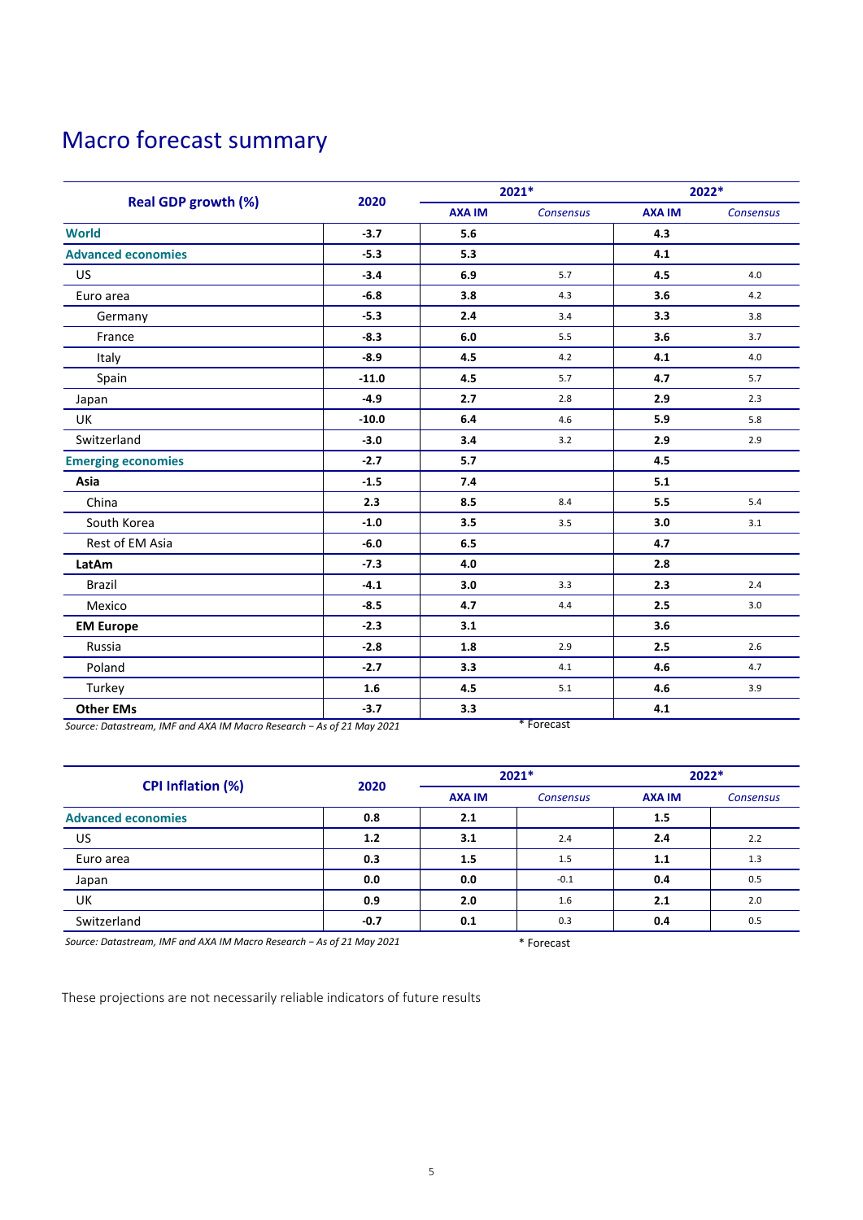# Macro forecast summary

| Real GDP growth (%) | 2020 | 2021* | | 2022* | |
|---|---|---|---|---|---|
| | | AXA IM | *Consensus* | AXA IM | *Consensus* |
| **World** | **-3.7** | **5.6** | | **4.3** | |
| **Advanced economies** | **-5.3** | **5.3** | | **4.1** | |
| US | **-3.4** | **6.9** | 5.7 | **4.5** | 4.0 |
| Euro area | **-6.8** | **3.8** | 4.3 | **3.6** | 4.2 |
| Germany | **-5.3** | **2.4** | 3.4 | **3.3** | 3.8 |
| France | **-8.3** | **6.0** | 5.5 | **3.6** | 3.7 |
| Italy | **-8.9** | **4.5** | 4.2 | **4.1** | 4.0 |
| Spain | **-11.0** | **4.5** | 5.7 | **4.7** | 5.7 |
| Japan | **-4.9** | **2.7** | 2.8 | **2.9** | 2.3 |
| UK | **-10.0** | **6.4** | 4.6 | **5.9** | 5.8 |
| Switzerland | **-3.0** | **3.4** | 3.2 | **2.9** | 2.9 |
| **Emerging economies** | **-2.7** | **5.7** | | **4.5** | |
| **Asia** | **-1.5** | **7.4** | | **5.1** | |
| China | **2.3** | **8.5** | 8.4 | **5.5** | 5.4 |
| South Korea | **-1.0** | **3.5** | 3.5 | **3.0** | 3.1 |
| Rest of EM Asia | **-6.0** | **6.5** | | **4.7** | |
| **LatAm** | **-7.3** | **4.0** | | **2.8** | |
| Brazil | **-4.1** | **3.0** | 3.3 | **2.3** | 2.4 |
| Mexico | **-8.5** | **4.7** | 4.4 | **2.5** | 3.0 |
| **EM Europe** | **-2.3** | **3.1** | | **3.6** | |
| Russia | **-2.8** | **1.8** | 2.9 | **2.5** | 2.6 |
| Poland | **-2.7** | **3.3** | 4.1 | **4.6** | 4.7 |
| Turkey | **1.6** | **4.5** | 5.1 | **4.6** | 3.9 |
| **Other EMs** | **-3.7** | **3.3** | | **4.1** | |

*Source: Datastream, IMF and AXA IM Macro Research – As of 21 May 2021*

\* Forecast

| CPI Inflation (%) | 2020 | 2021* | | 2022* | |
|---|---|---|---|---|---|
| | | AXA IM | *Consensus* | AXA IM | *Consensus* |
| **Advanced economies** | **0.8** | **2.1** | | **1.5** | |
| US | **1.2** | **3.1** | 2.4 | **2.4** | 2.2 |
| Euro area | **0.3** | **1.5** | 1.5 | **1.1** | 1.3 |
| Japan | **0.0** | **0.0** | -0.1 | **0.4** | 0.5 |
| UK | **0.9** | **2.0** | 1.6 | **2.1** | 2.0 |
| Switzerland | **-0.7** | **0.1** | 0.3 | **0.4** | 0.5 |

*Source: Datastream, IMF and AXA IM Macro Research – As of 21 May 2021*

\* Forecast

These projections are not necessarily reliable indicators of future results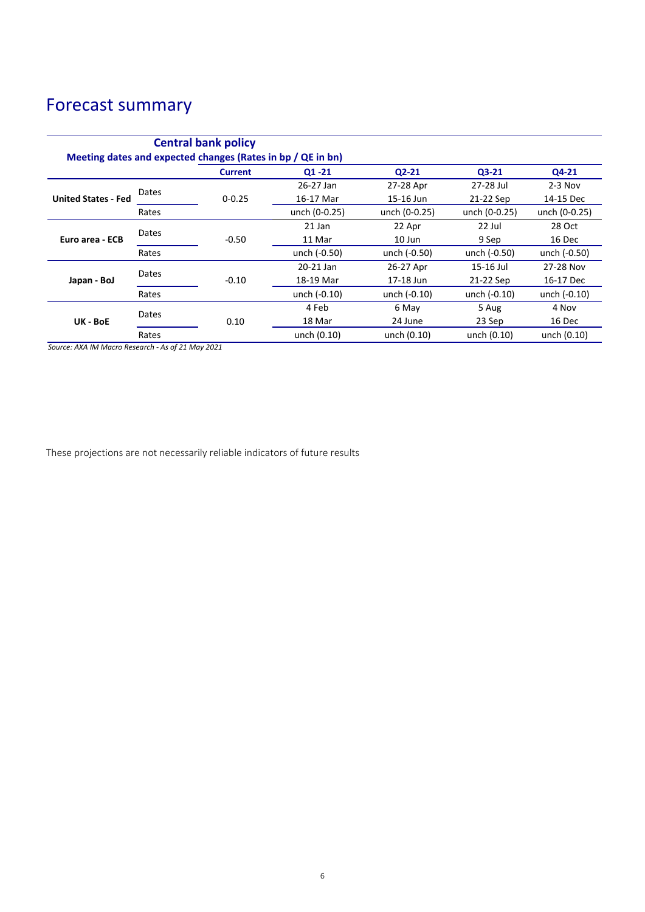# Forecast summary

**Central bank policy**

**Meeting dates and expected changes (Rates in bp / QE in bn)**

| | | Current | Q1 -21 | Q2-21 | Q3-21 | Q4-21 |
|---|---|---|---|---|---|---|
| **United States - Fed** | Dates | 0-0.25 | 26-27 Jan<br>16-17 Mar | 27-28 Apr<br>15-16 Jun | 27-28 Jul<br>21-22 Sep | 2-3 Nov<br>14-15 Dec |
| | Rates | | unch (0-0.25) | unch (0-0.25) | unch (0-0.25) | unch (0-0.25) |
| **Euro area - ECB** | Dates | -0.50 | 21 Jan<br>11 Mar | 22 Apr<br>10 Jun | 22 Jul<br>9 Sep | 28 Oct<br>16 Dec |
| | Rates | | unch (-0.50) | unch (-0.50) | unch (-0.50) | unch (-0.50) |
| **Japan - BoJ** | Dates | -0.10 | 20-21 Jan<br>18-19 Mar | 26-27 Apr<br>17-18 Jun | 15-16 Jul<br>21-22 Sep | 27-28 Nov<br>16-17 Dec |
| | Rates | | unch (-0.10) | unch (-0.10) | unch (-0.10) | unch (-0.10) |
| **UK - BoE** | Dates | 0.10 | 4 Feb<br>18 Mar | 6 May<br>24 June | 5 Aug<br>23 Sep | 4 Nov<br>16 Dec |
| | Rates | | unch (0.10) | unch (0.10) | unch (0.10) | unch (0.10) |

*Source: AXA IM Macro Research - As of 21 May 2021*

These projections are not necessarily reliable indicators of future results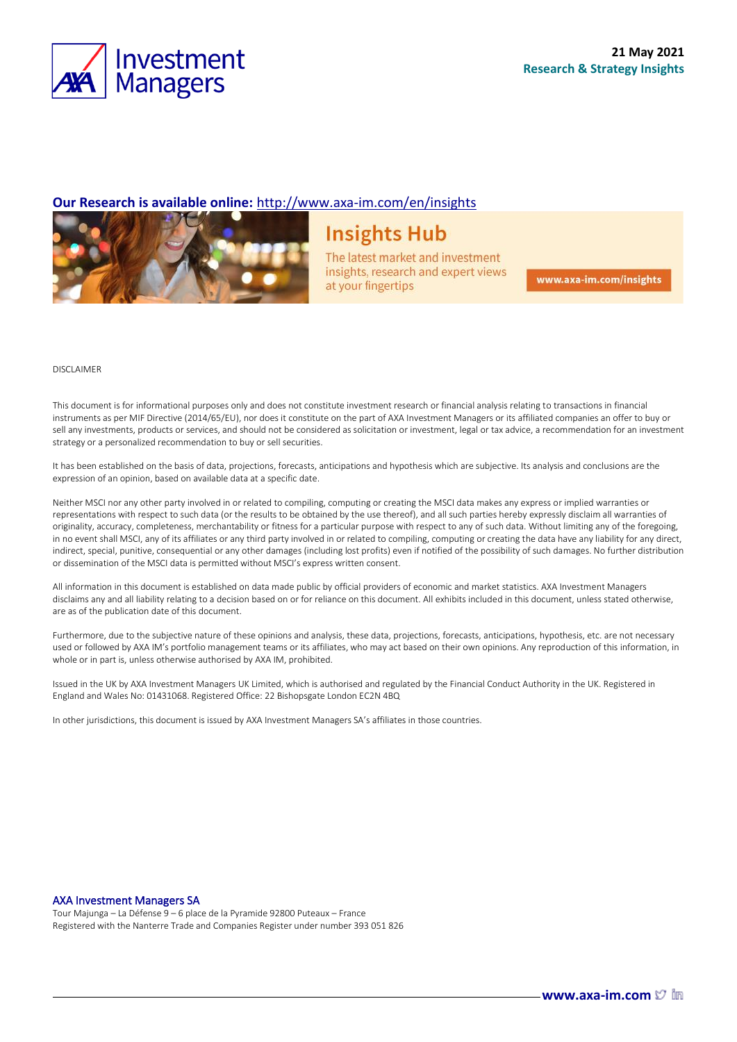21 May 2021
Research & Strategy Insights

**Our Research is available online:** http://www.axa-im.com/en/insights

## Insights Hub

The latest market and investment insights, research and expert views at your fingertips

www.axa-im.com/insights

DISCLAIMER

This document is for informational purposes only and does not constitute investment research or financial analysis relating to transactions in financial instruments as per MIF Directive (2014/65/EU), nor does it constitute on the part of AXA Investment Managers or its affiliated companies an offer to buy or sell any investments, products or services, and should not be considered as solicitation or investment, legal or tax advice, a recommendation for an investment strategy or a personalized recommendation to buy or sell securities.

It has been established on the basis of data, projections, forecasts, anticipations and hypothesis which are subjective. Its analysis and conclusions are the expression of an opinion, based on available data at a specific date.

Neither MSCI nor any other party involved in or related to compiling, computing or creating the MSCI data makes any express or implied warranties or representations with respect to such data (or the results to be obtained by the use thereof), and all such parties hereby expressly disclaim all warranties of originality, accuracy, completeness, merchantability or fitness for a particular purpose with respect to any of such data. Without limiting any of the foregoing, in no event shall MSCI, any of its affiliates or any third party involved in or related to compiling, computing or creating the data have any liability for any direct, indirect, special, punitive, consequential or any other damages (including lost profits) even if notified of the possibility of such damages. No further distribution or dissemination of the MSCI data is permitted without MSCI's express written consent.

All information in this document is established on data made public by official providers of economic and market statistics. AXA Investment Managers disclaims any and all liability relating to a decision based on or for reliance on this document. All exhibits included in this document, unless stated otherwise, are as of the publication date of this document.

Furthermore, due to the subjective nature of these opinions and analysis, these data, projections, forecasts, anticipations, hypothesis, etc. are not necessary used or followed by AXA IM's portfolio management teams or its affiliates, who may act based on their own opinions. Any reproduction of this information, in whole or in part is, unless otherwise authorised by AXA IM, prohibited.

Issued in the UK by AXA Investment Managers UK Limited, which is authorised and regulated by the Financial Conduct Authority in the UK. Registered in England and Wales No: 01431068. Registered Office: 22 Bishopsgate London EC2N 4BQ

In other jurisdictions, this document is issued by AXA Investment Managers SA's affiliates in those countries.

**AXA Investment Managers SA**
Tour Majunga – La Défense 9 – 6 place de la Pyramide 92800 Puteaux – France
Registered with the Nanterre Trade and Companies Register under number 393 051 826